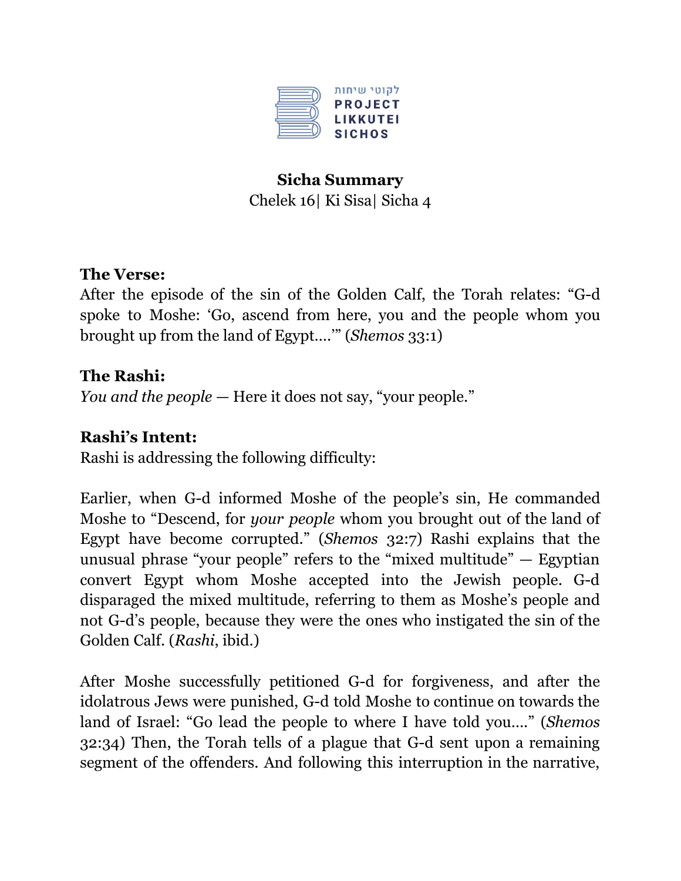לקוטי שיחות
PROJECT LIKKUTEI SICHOS

**Sicha Summary**
Chelek 16| Ki Sisa| Sicha 4

**The Verse:**
After the episode of the sin of the Golden Calf, the Torah relates: "G-d spoke to Moshe: 'Go, ascend from here, you and the people whom you brought up from the land of Egypt....'" (*Shemos* 33:1)

**The Rashi:**
*You and the people* — Here it does not say, "your people."

**Rashi's Intent:**
Rashi is addressing the following difficulty:

Earlier, when G-d informed Moshe of the people's sin, He commanded Moshe to "Descend, for *your people* whom you brought out of the land of Egypt have become corrupted." (*Shemos* 32:7) Rashi explains that the unusual phrase "your people" refers to the "mixed multitude" — Egyptian convert Egypt whom Moshe accepted into the Jewish people. G-d disparaged the mixed multitude, referring to them as Moshe's people and not G-d's people, because they were the ones who instigated the sin of the Golden Calf. (*Rashi*, ibid.)

After Moshe successfully petitioned G-d for forgiveness, and after the idolatrous Jews were punished, G-d told Moshe to continue on towards the land of Israel: "Go lead the people to where I have told you...." (*Shemos* 32:34) Then, the Torah tells of a plague that G-d sent upon a remaining segment of the offenders. And following this interruption in the narrative,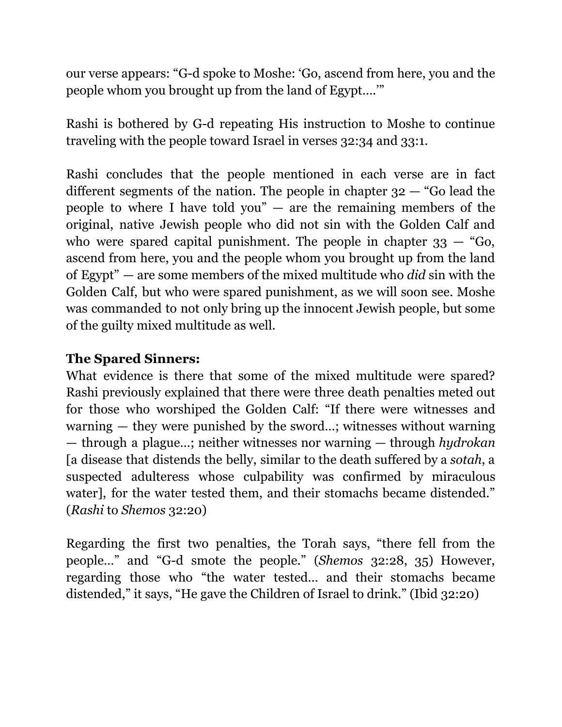our verse appears: "G-d spoke to Moshe: 'Go, ascend from here, you and the people whom you brought up from the land of Egypt….'"

Rashi is bothered by G-d repeating His instruction to Moshe to continue traveling with the people toward Israel in verses 32:34 and 33:1.

Rashi concludes that the people mentioned in each verse are in fact different segments of the nation. The people in chapter 32 — "Go lead the people to where I have told you" — are the remaining members of the original, native Jewish people who did not sin with the Golden Calf and who were spared capital punishment. The people in chapter 33 — "Go, ascend from here, you and the people whom you brought up from the land of Egypt" — are some members of the mixed multitude who *did* sin with the Golden Calf, but who were spared punishment, as we will soon see. Moshe was commanded to not only bring up the innocent Jewish people, but some of the guilty mixed multitude as well.

**The Spared Sinners:**
What evidence is there that some of the mixed multitude were spared? Rashi previously explained that there were three death penalties meted out for those who worshiped the Golden Calf: "If there were witnesses and warning — they were punished by the sword…; witnesses without warning — through a plague…; neither witnesses nor warning — through *hydrokan* [a disease that distends the belly, similar to the death suffered by a *sotah*, a suspected adulteress whose culpability was confirmed by miraculous water], for the water tested them, and their stomachs became distended." (*Rashi* to *Shemos* 32:20)

Regarding the first two penalties, the Torah says, "there fell from the people…" and "G-d smote the people." (*Shemos* 32:28, 35) However, regarding those who "the water tested… and their stomachs became distended," it says, "He gave the Children of Israel to drink." (Ibid 32:20)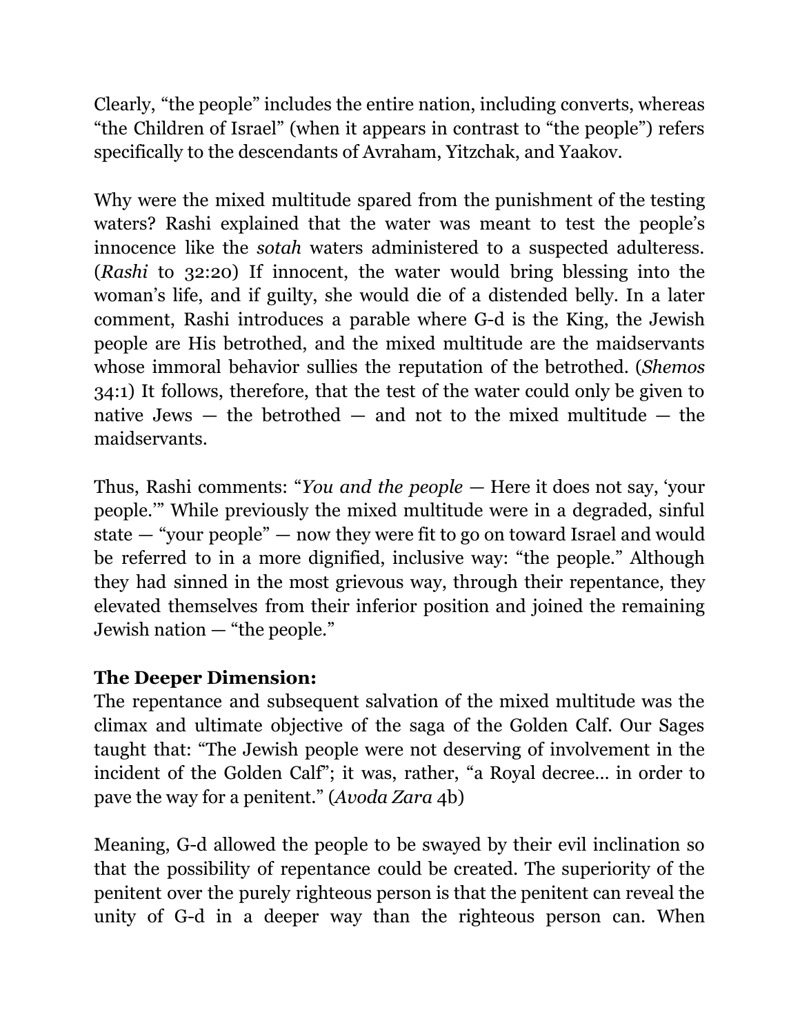Clearly, “the people” includes the entire nation, including converts, whereas “the Children of Israel” (when it appears in contrast to “the people”) refers specifically to the descendants of Avraham, Yitzchak, and Yaakov.

Why were the mixed multitude spared from the punishment of the testing waters? Rashi explained that the water was meant to test the people’s innocence like the *sotah* waters administered to a suspected adulteress. (*Rashi* to 32:20) If innocent, the water would bring blessing into the woman’s life, and if guilty, she would die of a distended belly. In a later comment, Rashi introduces a parable where G-d is the King, the Jewish people are His betrothed, and the mixed multitude are the maidservants whose immoral behavior sullies the reputation of the betrothed. (*Shemos* 34:1) It follows, therefore, that the test of the water could only be given to native Jews — the betrothed — and not to the mixed multitude — the maidservants.

Thus, Rashi comments: “*You and the people* — Here it does not say, ‘your people.’” While previously the mixed multitude were in a degraded, sinful state — “your people” — now they were fit to go on toward Israel and would be referred to in a more dignified, inclusive way: “the people.” Although they had sinned in the most grievous way, through their repentance, they elevated themselves from their inferior position and joined the remaining Jewish nation — “the people.”

**The Deeper Dimension:**
The repentance and subsequent salvation of the mixed multitude was the climax and ultimate objective of the saga of the Golden Calf. Our Sages taught that: “The Jewish people were not deserving of involvement in the incident of the Golden Calf”; it was, rather, “a Royal decree… in order to pave the way for a penitent.” (*Avoda Zara* 4b)

Meaning, G-d allowed the people to be swayed by their evil inclination so that the possibility of repentance could be created. The superiority of the penitent over the purely righteous person is that the penitent can reveal the unity of G-d in a deeper way than the righteous person can. When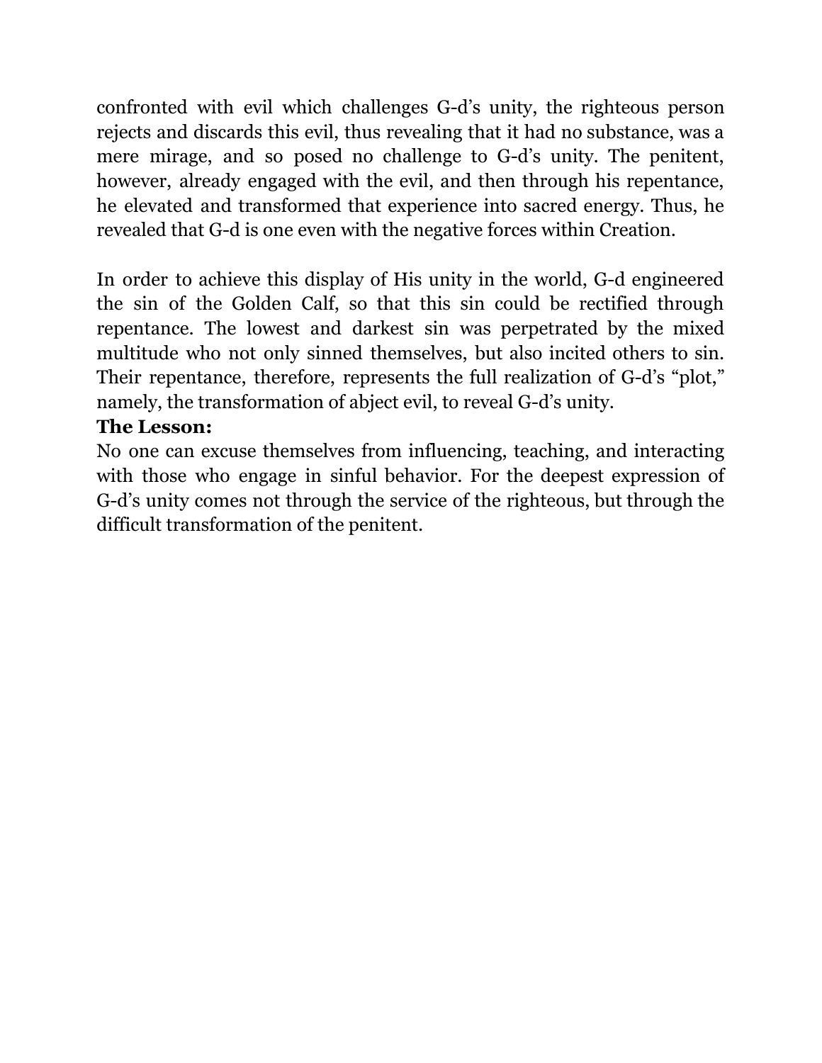confronted with evil which challenges G-d's unity, the righteous person rejects and discards this evil, thus revealing that it had no substance, was a mere mirage, and so posed no challenge to G-d's unity. The penitent, however, already engaged with the evil, and then through his repentance, he elevated and transformed that experience into sacred energy. Thus, he revealed that G-d is one even with the negative forces within Creation.

In order to achieve this display of His unity in the world, G-d engineered the sin of the Golden Calf, so that this sin could be rectified through repentance. The lowest and darkest sin was perpetrated by the mixed multitude who not only sinned themselves, but also incited others to sin. Their repentance, therefore, represents the full realization of G-d's "plot," namely, the transformation of abject evil, to reveal G-d's unity.

**The Lesson:**

No one can excuse themselves from influencing, teaching, and interacting with those who engage in sinful behavior. For the deepest expression of G-d's unity comes not through the service of the righteous, but through the difficult transformation of the penitent.